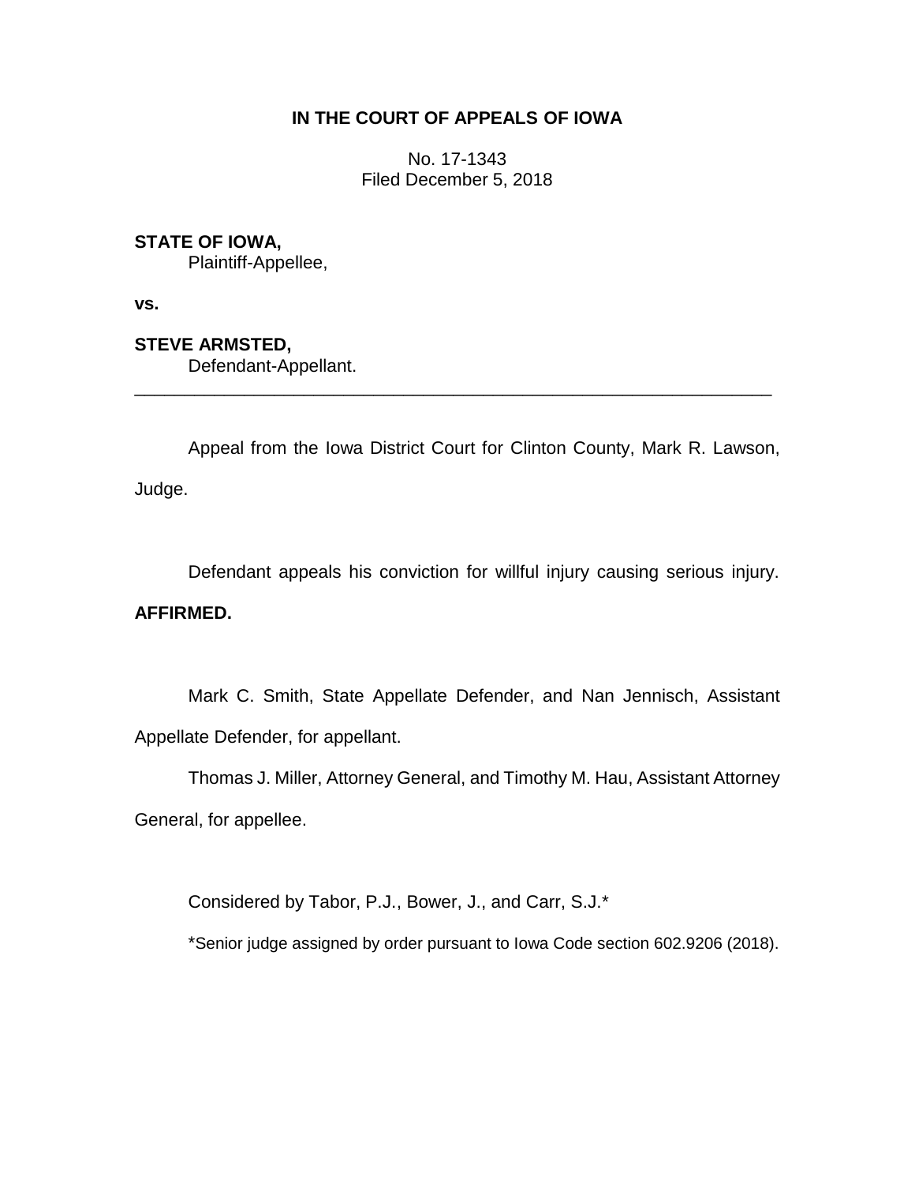**IN THE COURT OF APPEALS OF IOWA**

No. 17-1343
Filed December 5, 2018

**STATE OF IOWA,**
Plaintiff-Appellee,

**vs.**

**STEVE ARMSTED,**
Defendant-Appellant.

---

Appeal from the Iowa District Court for Clinton County, Mark R. Lawson, Judge.

Defendant appeals his conviction for willful injury causing serious injury. **AFFIRMED.**

Mark C. Smith, State Appellate Defender, and Nan Jennisch, Assistant Appellate Defender, for appellant.

Thomas J. Miller, Attorney General, and Timothy M. Hau, Assistant Attorney General, for appellee.

Considered by Tabor, P.J., Bower, J., and Carr, S.J.*

*Senior judge assigned by order pursuant to Iowa Code section 602.9206 (2018).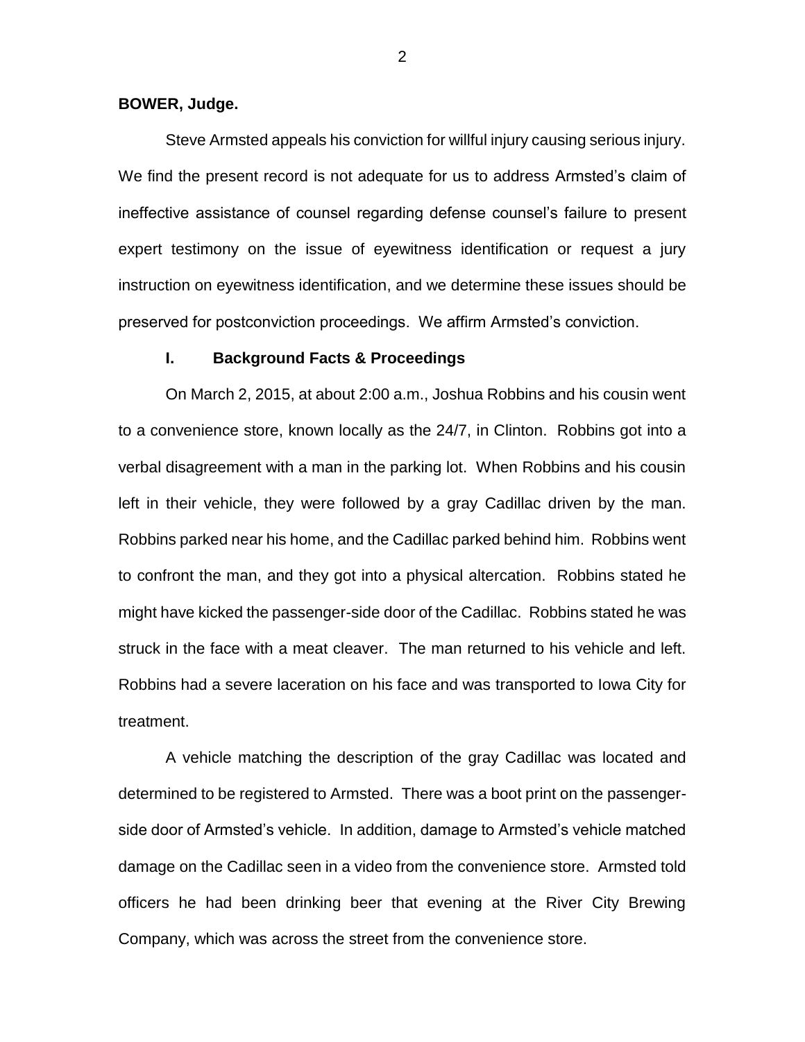**BOWER, Judge.**

Steve Armsted appeals his conviction for willful injury causing serious injury. We find the present record is not adequate for us to address Armsted's claim of ineffective assistance of counsel regarding defense counsel's failure to present expert testimony on the issue of eyewitness identification or request a jury instruction on eyewitness identification, and we determine these issues should be preserved for postconviction proceedings. We affirm Armsted's conviction.

## I. Background Facts & Proceedings

On March 2, 2015, at about 2:00 a.m., Joshua Robbins and his cousin went to a convenience store, known locally as the 24/7, in Clinton. Robbins got into a verbal disagreement with a man in the parking lot. When Robbins and his cousin left in their vehicle, they were followed by a gray Cadillac driven by the man. Robbins parked near his home, and the Cadillac parked behind him. Robbins went to confront the man, and they got into a physical altercation. Robbins stated he might have kicked the passenger-side door of the Cadillac. Robbins stated he was struck in the face with a meat cleaver. The man returned to his vehicle and left. Robbins had a severe laceration on his face and was transported to Iowa City for treatment.

A vehicle matching the description of the gray Cadillac was located and determined to be registered to Armsted. There was a boot print on the passenger-side door of Armsted's vehicle. In addition, damage to Armsted's vehicle matched damage on the Cadillac seen in a video from the convenience store. Armsted told officers he had been drinking beer that evening at the River City Brewing Company, which was across the street from the convenience store.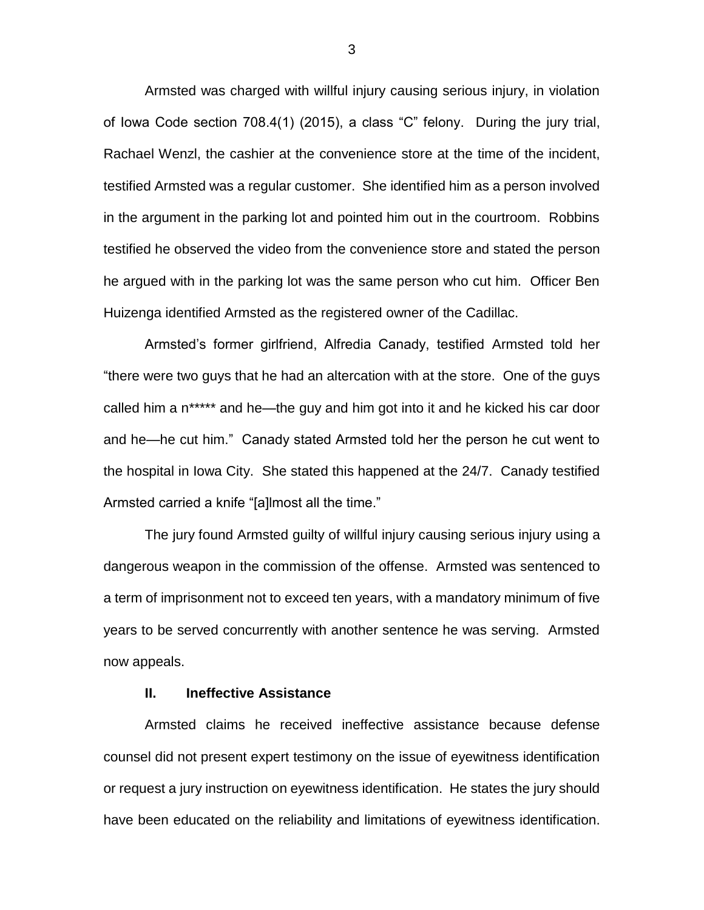Armsted was charged with willful injury causing serious injury, in violation of Iowa Code section 708.4(1) (2015), a class "C" felony. During the jury trial, Rachael Wenzl, the cashier at the convenience store at the time of the incident, testified Armsted was a regular customer. She identified him as a person involved in the argument in the parking lot and pointed him out in the courtroom. Robbins testified he observed the video from the convenience store and stated the person he argued with in the parking lot was the same person who cut him. Officer Ben Huizenga identified Armsted as the registered owner of the Cadillac.

Armsted's former girlfriend, Alfredia Canady, testified Armsted told her "there were two guys that he had an altercation with at the store. One of the guys called him a n***** and he—the guy and him got into it and he kicked his car door and he—he cut him." Canady stated Armsted told her the person he cut went to the hospital in Iowa City. She stated this happened at the 24/7. Canady testified Armsted carried a knife "[a]lmost all the time."

The jury found Armsted guilty of willful injury causing serious injury using a dangerous weapon in the commission of the offense. Armsted was sentenced to a term of imprisonment not to exceed ten years, with a mandatory minimum of five years to be served concurrently with another sentence he was serving. Armsted now appeals.

## II. Ineffective Assistance

Armsted claims he received ineffective assistance because defense counsel did not present expert testimony on the issue of eyewitness identification or request a jury instruction on eyewitness identification. He states the jury should have been educated on the reliability and limitations of eyewitness identification.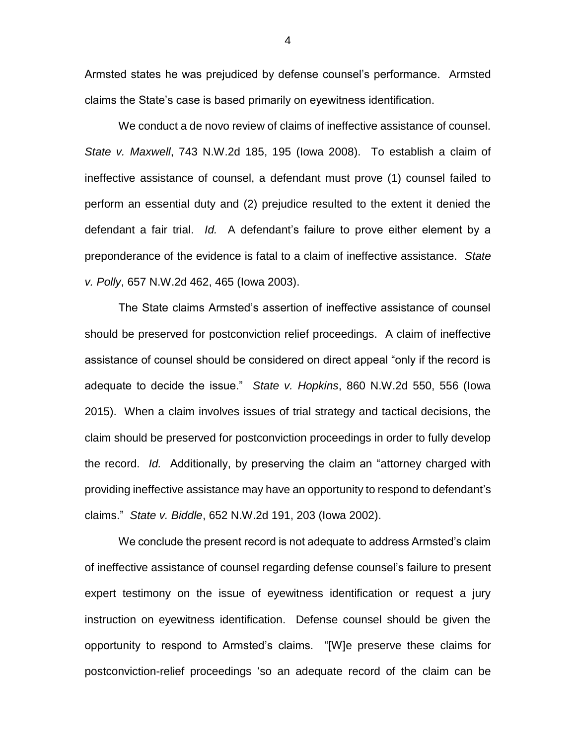Armsted states he was prejudiced by defense counsel's performance. Armsted claims the State's case is based primarily on eyewitness identification.

We conduct a de novo review of claims of ineffective assistance of counsel. *State v. Maxwell*, 743 N.W.2d 185, 195 (Iowa 2008). To establish a claim of ineffective assistance of counsel, a defendant must prove (1) counsel failed to perform an essential duty and (2) prejudice resulted to the extent it denied the defendant a fair trial. *Id.* A defendant's failure to prove either element by a preponderance of the evidence is fatal to a claim of ineffective assistance. *State v. Polly*, 657 N.W.2d 462, 465 (Iowa 2003).

The State claims Armsted's assertion of ineffective assistance of counsel should be preserved for postconviction relief proceedings. A claim of ineffective assistance of counsel should be considered on direct appeal "only if the record is adequate to decide the issue." *State v. Hopkins*, 860 N.W.2d 550, 556 (Iowa 2015). When a claim involves issues of trial strategy and tactical decisions, the claim should be preserved for postconviction proceedings in order to fully develop the record. *Id.* Additionally, by preserving the claim an "attorney charged with providing ineffective assistance may have an opportunity to respond to defendant's claims." *State v. Biddle*, 652 N.W.2d 191, 203 (Iowa 2002).

We conclude the present record is not adequate to address Armsted's claim of ineffective assistance of counsel regarding defense counsel's failure to present expert testimony on the issue of eyewitness identification or request a jury instruction on eyewitness identification. Defense counsel should be given the opportunity to respond to Armsted's claims. "[W]e preserve these claims for postconviction-relief proceedings 'so an adequate record of the claim can be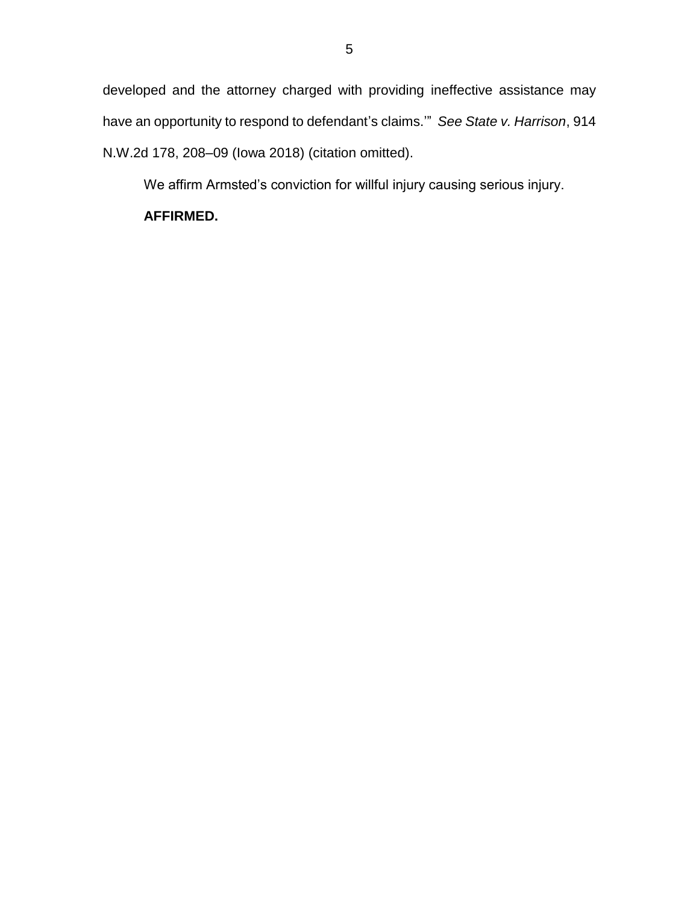developed and the attorney charged with providing ineffective assistance may have an opportunity to respond to defendant's claims.'" *See State v. Harrison*, 914 N.W.2d 178, 208–09 (Iowa 2018) (citation omitted).

We affirm Armsted's conviction for willful injury causing serious injury.

**AFFIRMED.**